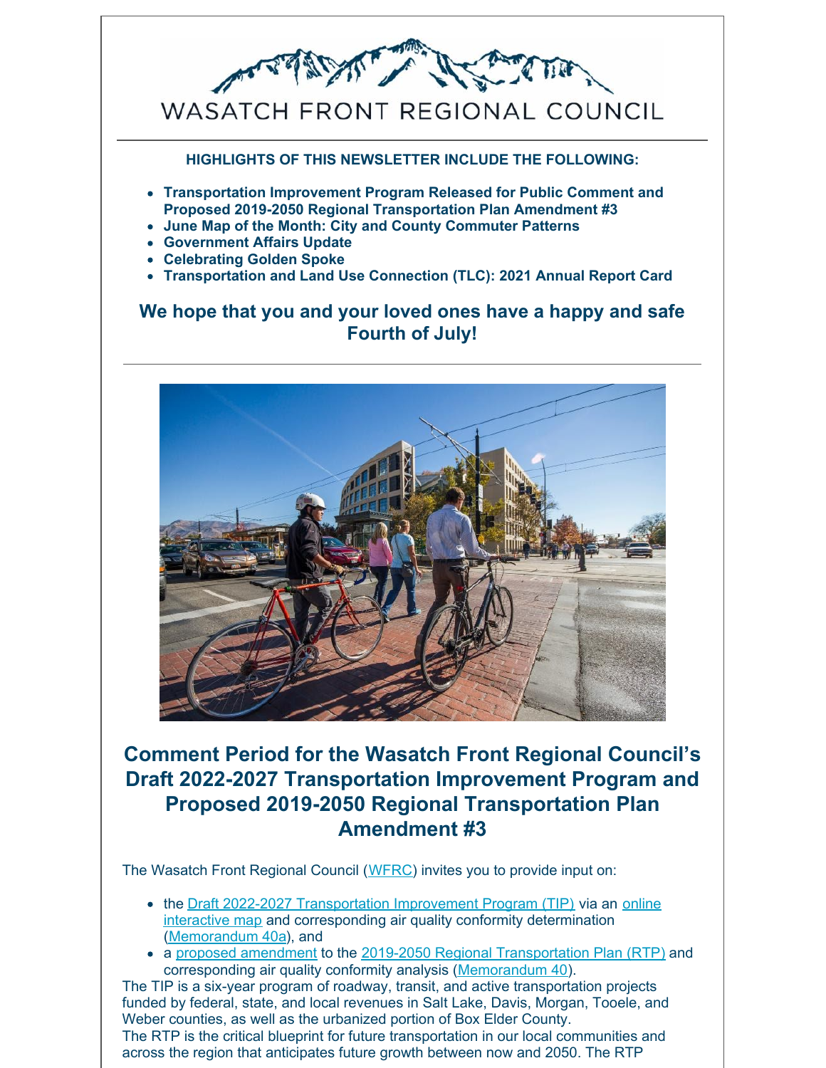WASATCH FRONT REGIONAL COUNCIL

**HIGHLIGHTS OF THIS NEWSLETTER INCLUDE THE FOLLOWING:**

- **Transportation Improvement Program Released for Public Comment and Proposed 2019-2050 Regional Transportation Plan Amendment #3**
- **June Map of the Month: City and County Commuter Patterns**
- **Government Affairs Update**
- **Celebrating Golden Spoke**
- **Transportation and Land Use Connection (TLC): 2021 Annual Report Card**

## We hope that you and your loved ones have a happy and safe Fourth of July!

## Comment Period for the Wasatch Front Regional Council's Draft 2022-2027 Transportation Improvement Program and Proposed 2019-2050 Regional Transportation Plan Amendment #3

The Wasatch Front Regional Council (WFRC) invites you to provide input on:

- the Draft 2022-2027 Transportation Improvement Program (TIP) via an online interactive map and corresponding air quality conformity determination (Memorandum 40a), and
- a proposed amendment to the 2019-2050 Regional Transportation Plan (RTP) and corresponding air quality conformity analysis (Memorandum 40).

The TIP is a six-year program of roadway, transit, and active transportation projects funded by federal, state, and local revenues in Salt Lake, Davis, Morgan, Tooele, and Weber counties, as well as the urbanized portion of Box Elder County.

The RTP is the critical blueprint for future transportation in our local communities and across the region that anticipates future growth between now and 2050. The RTP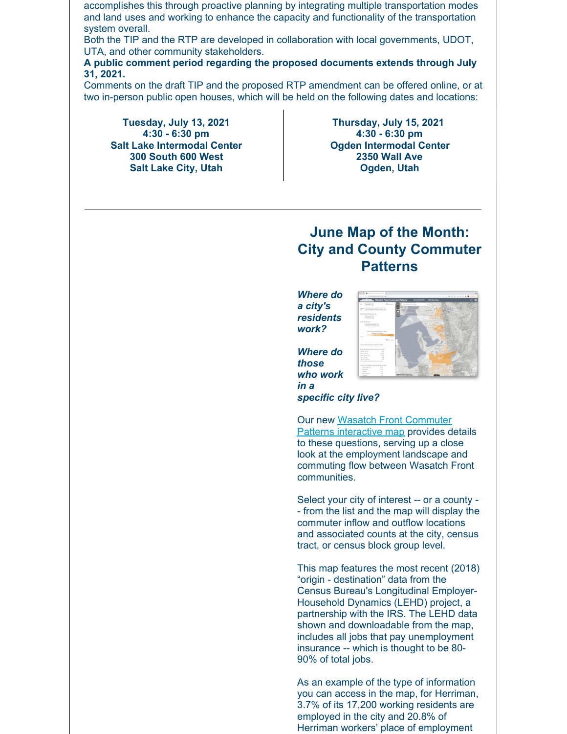accomplishes this through proactive planning by integrating multiple transportation modes and land uses and working to enhance the capacity and functionality of the transportation system overall.

Both the TIP and the RTP are developed in collaboration with local governments, UDOT, UTA, and other community stakeholders.

**A public comment period regarding the proposed documents extends through July 31, 2021.**

Comments on the draft TIP and the proposed RTP amendment can be offered online, or at two in-person public open houses, which will be held on the following dates and locations:

**Tuesday, July 13, 2021**
**4:30 - 6:30 pm**
**Salt Lake Intermodal Center**
**300 South 600 West**
**Salt Lake City, Utah**

**Thursday, July 15, 2021**
**4:30 - 6:30 pm**
**Ogden Intermodal Center**
**2350 Wall Ave**
**Ogden, Utah**

---

## June Map of the Month: City and County Commuter Patterns

***Where do a city's residents work?***

***Where do those who work in a specific city live?***

Our new Wasatch Front Commuter Patterns interactive map provides details to these questions, serving up a close look at the employment landscape and commuting flow between Wasatch Front communities.

Select your city of interest -- or a county -- from the list and the map will display the commuter inflow and outflow locations and associated counts at the city, census tract, or census block group level.

This map features the most recent (2018) "origin - destination" data from the Census Bureau's Longitudinal Employer-Household Dynamics (LEHD) project, a partnership with the IRS. The LEHD data shown and downloadable from the map, includes all jobs that pay unemployment insurance -- which is thought to be 80-90% of total jobs.

As an example of the type of information you can access in the map, for Herriman, 3.7% of its 17,200 working residents are employed in the city and 20.8% of Herriman workers' place of employment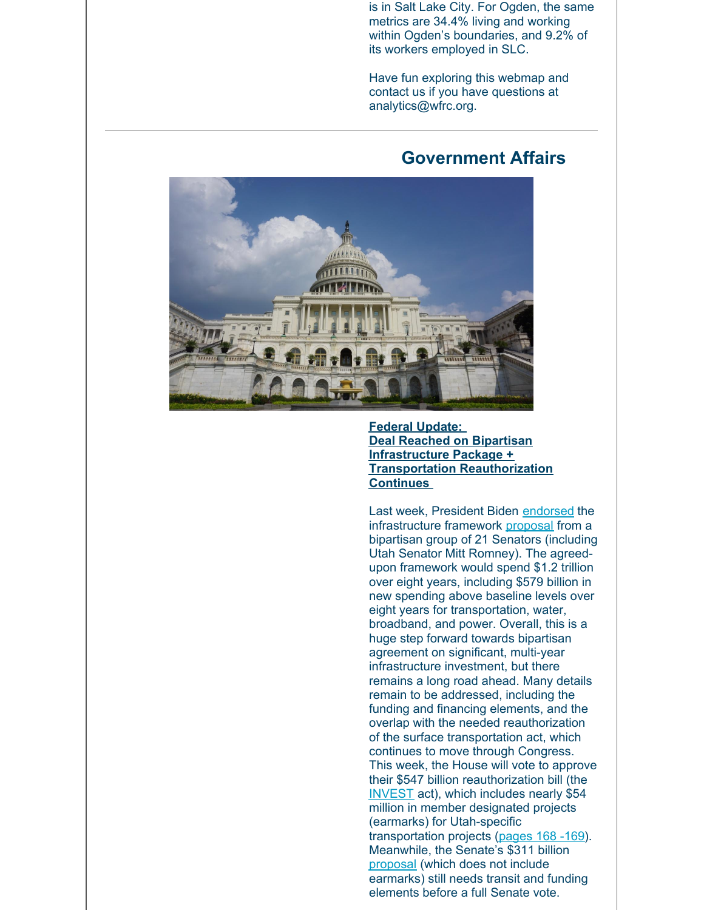is in Salt Lake City. For Ogden, the same metrics are 34.4% living and working within Ogden's boundaries, and 9.2% of its workers employed in SLC.

Have fun exploring this webmap and contact us if you have questions at analytics@wfrc.org.

## Government Affairs

**Federal Update: Deal Reached on Bipartisan Infrastructure Package + Transportation Reauthorization Continues**

Last week, President Biden endorsed the infrastructure framework proposal from a bipartisan group of 21 Senators (including Utah Senator Mitt Romney). The agreed-upon framework would spend $1.2 trillion over eight years, including $579 billion in new spending above baseline levels over eight years for transportation, water, broadband, and power. Overall, this is a huge step forward towards bipartisan agreement on significant, multi-year infrastructure investment, but there remains a long road ahead. Many details remain to be addressed, including the funding and financing elements, and the overlap with the needed reauthorization of the surface transportation act, which continues to move through Congress. This week, the House will vote to approve their $547 billion reauthorization bill (the INVEST act), which includes nearly $54 million in member designated projects (earmarks) for Utah-specific transportation projects (pages 168 -169). Meanwhile, the Senate's $311 billion proposal (which does not include earmarks) still needs transit and funding elements before a full Senate vote.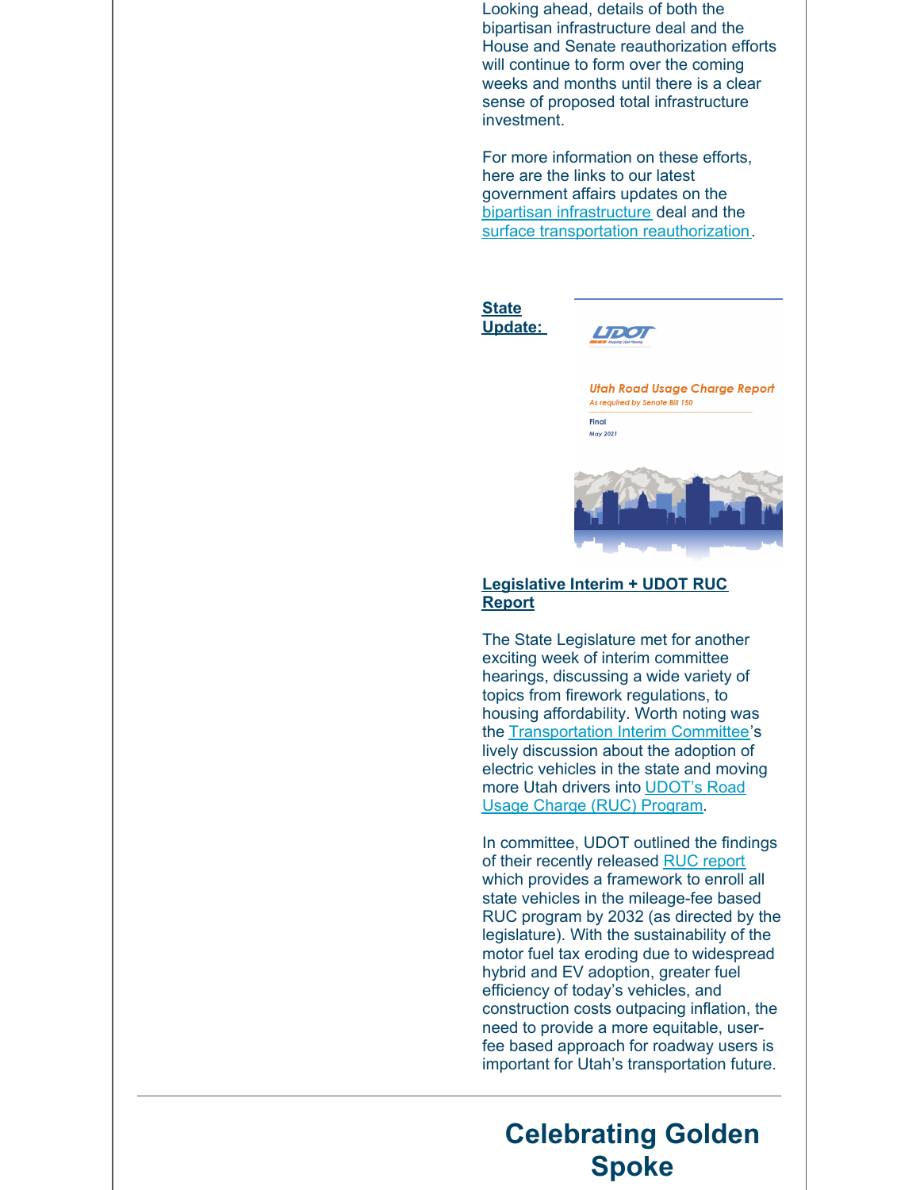Looking ahead, details of both the bipartisan infrastructure deal and the House and Senate reauthorization efforts will continue to form over the coming weeks and months until there is a clear sense of proposed total infrastructure investment.

For more information on these efforts, here are the links to our latest government affairs updates on the bipartisan infrastructure deal and the surface transportation reauthorization.

**State Update:**

UDOT

*Utah Road Usage Charge Report*

*As required by Senate Bill 150*

Final

*May 2021*

**Legislative Interim + UDOT RUC Report**

The State Legislature met for another exciting week of interim committee hearings, discussing a wide variety of topics from firework regulations, to housing affordability. Worth noting was the Transportation Interim Committee's lively discussion about the adoption of electric vehicles in the state and moving more Utah drivers into UDOT's Road Usage Charge (RUC) Program.

In committee, UDOT outlined the findings of their recently released RUC report which provides a framework to enroll all state vehicles in the mileage-fee based RUC program by 2032 (as directed by the legislature). With the sustainability of the motor fuel tax eroding due to widespread hybrid and EV adoption, greater fuel efficiency of today's vehicles, and construction costs outpacing inflation, the need to provide a more equitable, user-fee based approach for roadway users is important for Utah's transportation future.

---

## Celebrating Golden Spoke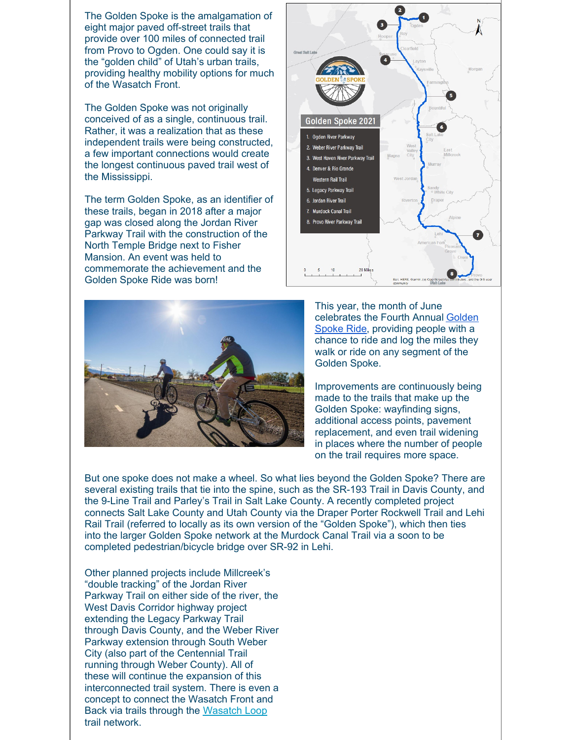The Golden Spoke is the amalgamation of eight major paved off-street trails that provide over 100 miles of connected trail from Provo to Ogden. One could say it is the "golden child" of Utah's urban trails, providing healthy mobility options for much of the Wasatch Front.

The Golden Spoke was not originally conceived of as a single, continuous trail. Rather, it was a realization that as these independent trails were being constructed, a few important connections would create the longest continuous paved trail west of the Mississippi.

The term Golden Spoke, as an identifier of these trails, began in 2018 after a major gap was closed along the Jordan River Parkway Trail with the construction of the North Temple Bridge next to Fisher Mansion. An event was held to commemorate the achievement and the Golden Spoke Ride was born!

Golden Spoke 2021

1. Ogden River Parkway
2. Weber River Parkway Trail
3. West Haven River Parkway Trail
4. Denver & Rio Grande Western Rail Trail
5. Legacy Parkway Trail
6. Jordan River Trail
7. Murdock Canal Trail
8. Provo River Parkway Trail

This year, the month of June celebrates the Fourth Annual Golden Spoke Ride, providing people with a chance to ride and log the miles they walk or ride on any segment of the Golden Spoke.

Improvements are continuously being made to the trails that make up the Golden Spoke: wayfinding signs, additional access points, pavement replacement, and even trail widening in places where the number of people on the trail requires more space.

But one spoke does not make a wheel. So what lies beyond the Golden Spoke? There are several existing trails that tie into the spine, such as the SR-193 Trail in Davis County, and the 9-Line Trail and Parley's Trail in Salt Lake County. A recently completed project connects Salt Lake County and Utah County via the Draper Porter Rockwell Trail and Lehi Rail Trail (referred to locally as its own version of the "Golden Spoke"), which then ties into the larger Golden Spoke network at the Murdock Canal Trail via a soon to be completed pedestrian/bicycle bridge over SR-92 in Lehi.

Other planned projects include Millcreek's "double tracking" of the Jordan River Parkway Trail on either side of the river, the West Davis Corridor highway project extending the Legacy Parkway Trail through Davis County, and the Weber River Parkway extension through South Weber City (also part of the Centennial Trail running through Weber County). All of these will continue the expansion of this interconnected trail system. There is even a concept to connect the Wasatch Front and Back via trails through the Wasatch Loop trail network.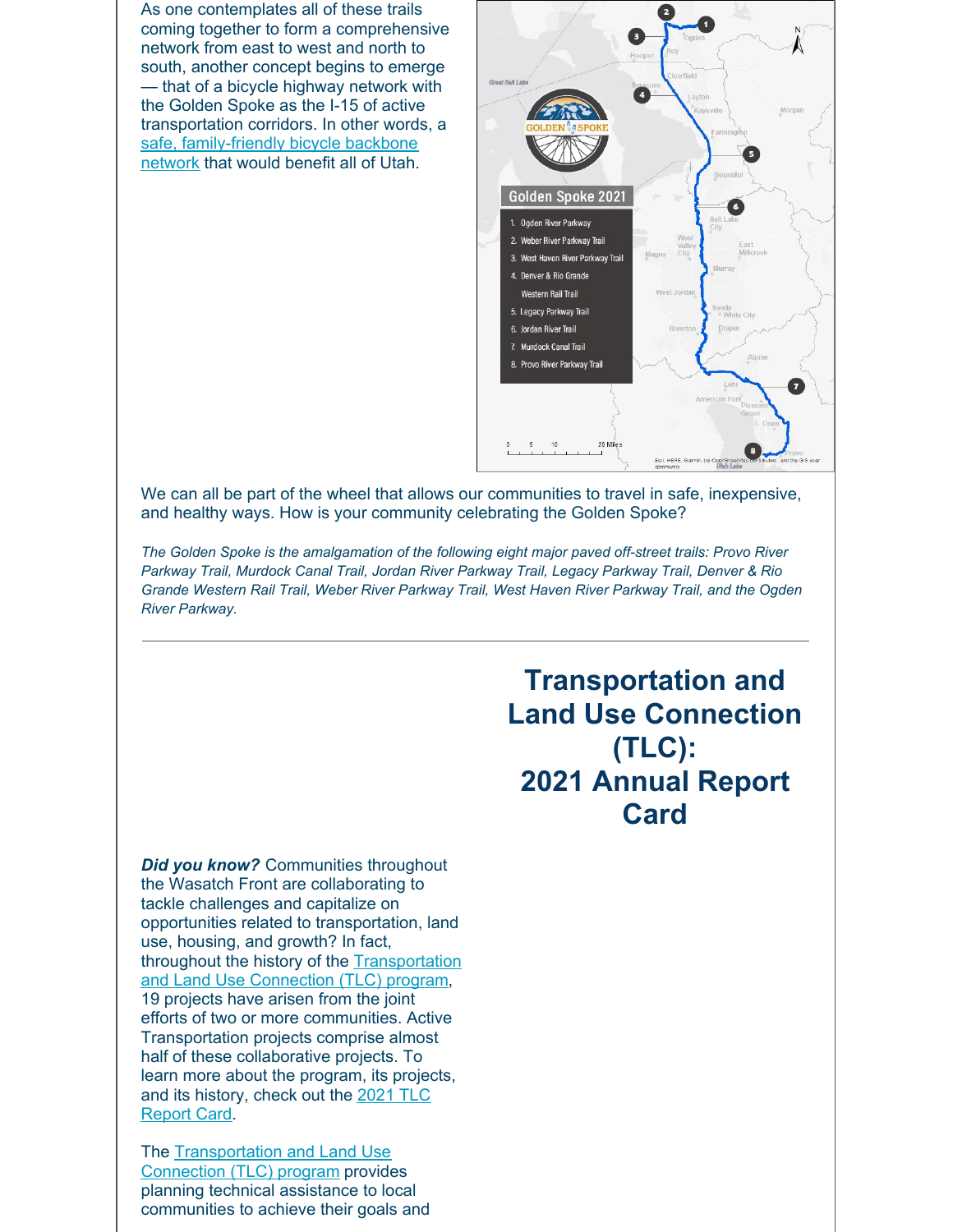As one contemplates all of these trails coming together to form a comprehensive network from east to west and north to south, another concept begins to emerge — that of a bicycle highway network with the Golden Spoke as the I-15 of active transportation corridors. In other words, a safe, family-friendly bicycle backbone network that would benefit all of Utah.

**Golden Spoke 2021**

1. Ogden River Parkway
2. Weber River Parkway Trail
3. West Haven River Parkway Trail
4. Denver & Rio Grande Western Rail Trail
5. Legacy Parkway Trail
6. Jordan River Trail
7. Murdock Canal Trail
8. Provo River Parkway Trail

We can all be part of the wheel that allows our communities to travel in safe, inexpensive, and healthy ways. How is your community celebrating the Golden Spoke?

*The Golden Spoke is the amalgamation of the following eight major paved off-street trails: Provo River Parkway Trail, Murdock Canal Trail, Jordan River Parkway Trail, Legacy Parkway Trail, Denver & Rio Grande Western Rail Trail, Weber River Parkway Trail, West Haven River Parkway Trail, and the Ogden River Parkway.*

---

# Transportation and Land Use Connection (TLC): 2021 Annual Report Card

***Did you know?*** Communities throughout the Wasatch Front are collaborating to tackle challenges and capitalize on opportunities related to transportation, land use, housing, and growth? In fact, throughout the history of the Transportation and Land Use Connection (TLC) program, 19 projects have arisen from the joint efforts of two or more communities. Active Transportation projects comprise almost half of these collaborative projects. To learn more about the program, its projects, and its history, check out the 2021 TLC Report Card.

The Transportation and Land Use Connection (TLC) program provides planning technical assistance to local communities to achieve their goals and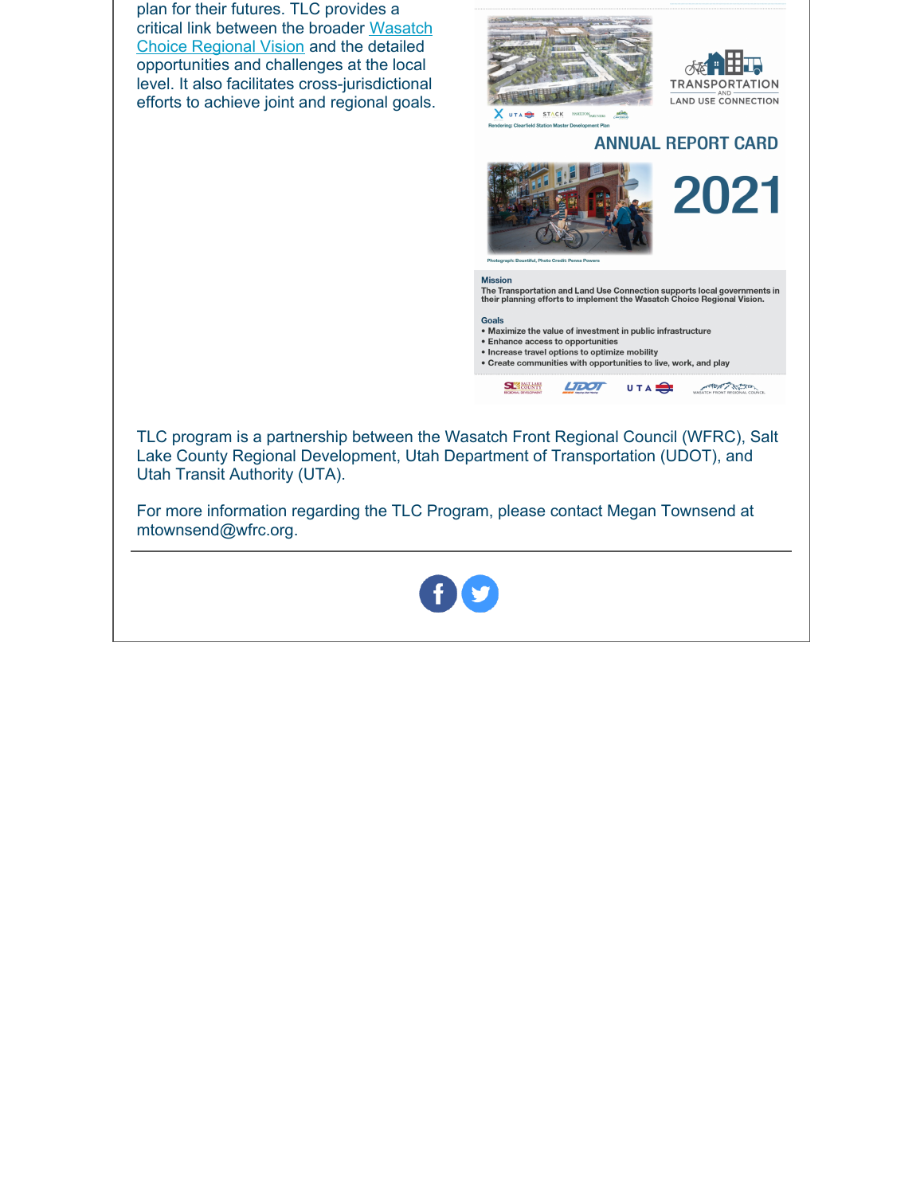plan for their futures. TLC provides a critical link between the broader [Wasatch Choice Regional Vision] and the detailed opportunities and challenges at the local level. It also facilitates cross-jurisdictional efforts to achieve joint and regional goals.

TRANSPORTATION AND LAND USE CONNECTION

Rendering: Clearfield Station Master Development Plan

ANNUAL REPORT CARD

2021

Photograph: Bountiful, Photo Credit: Penna Powers

**Mission**
The Transportation and Land Use Connection supports local governments in their planning efforts to implement the Wasatch Choice Regional Vision.

**Goals**
- Maximize the value of investment in public infrastructure
- Enhance access to opportunities
- Increase travel options to optimize mobility
- Create communities with opportunities to live, work, and play

TLC program is a partnership between the Wasatch Front Regional Council (WFRC), Salt Lake County Regional Development, Utah Department of Transportation (UDOT), and Utah Transit Authority (UTA).

For more information regarding the TLC Program, please contact Megan Townsend at mtownsend@wfrc.org.